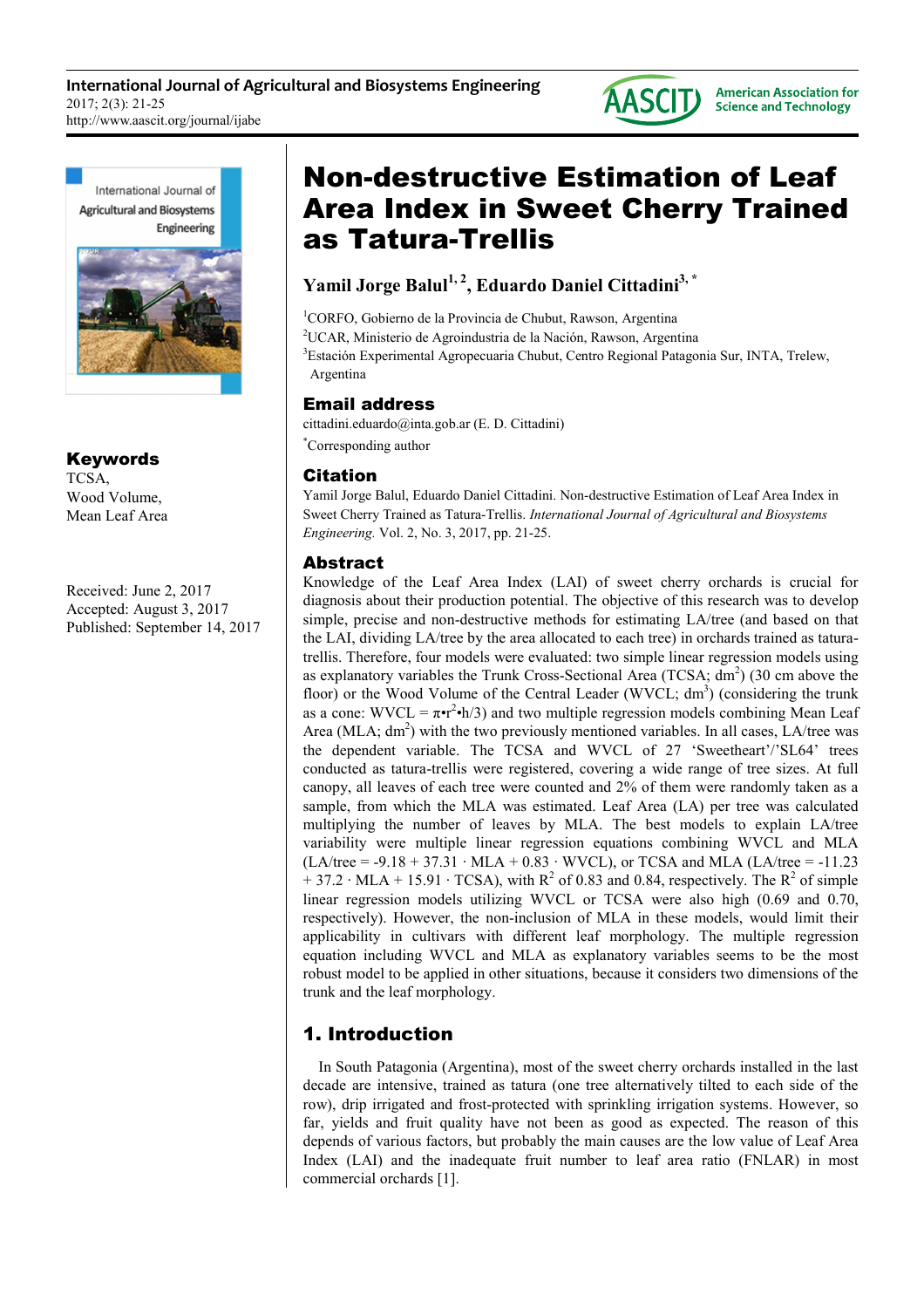# Non-destructive Estimation of Leaf Area Index in Sweet Cherry Trained as Tatura-Trellis

**Yamil Jorge Balul[1, 2], Eduardo Daniel Cittadini[3, *]**

[1]CORFO, Gobierno de la Provincia de Chubut, Rawson, Argentina
[2]UCAR, Ministerio de Agroindustria de la Nación, Rawson, Argentina
[3]Estación Experimental Agropecuaria Chubut, Centro Regional Patagonia Sur, INTA, Trelew, Argentina

## Email address

cittadini.eduardo@inta.gob.ar (E. D. Cittadini)

[*]Corresponding author

## Citation

Yamil Jorge Balul, Eduardo Daniel Cittadini. Non-destructive Estimation of Leaf Area Index in Sweet Cherry Trained as Tatura-Trellis. *International Journal of Agricultural and Biosystems Engineering.* Vol. 2, No. 3, 2017, pp. 21-25.

## Keywords

TCSA,
Wood Volume,
Mean Leaf Area

Received: June 2, 2017
Accepted: August 3, 2017
Published: September 14, 2017

## Abstract

Knowledge of the Leaf Area Index (LAI) of sweet cherry orchards is crucial for diagnosis about their production potential. The objective of this research was to develop simple, precise and non-destructive methods for estimating LA/tree (and based on that the LAI, dividing LA/tree by the area allocated to each tree) in orchards trained as tatura-trellis. Therefore, four models were evaluated: two simple linear regression models using as explanatory variables the Trunk Cross-Sectional Area (TCSA; $dm^2$) (30 cm above the floor) or the Wood Volume of the Central Leader (WVCL; $dm^3$) (considering the trunk as a cone: $WVCL = \pi \cdot r^2 \cdot h/3$) and two multiple regression models combining Mean Leaf Area (MLA; $dm^2$) with the two previously mentioned variables. In all cases, LA/tree was the dependent variable. The TCSA and WVCL of 27 'Sweetheart'/'SL64' trees conducted as tatura-trellis were registered, covering a wide range of tree sizes. At full canopy, all leaves of each tree were counted and 2% of them were randomly taken as a sample, from which the MLA was estimated. Leaf Area (LA) per tree was calculated multiplying the number of leaves by MLA. The best models to explain LA/tree variability were multiple linear regression equations combining WVCL and MLA ($LA/tree = -9.18 + 37.31 \cdot MLA + 0.83 \cdot WVCL$), or TCSA and MLA ($LA/tree = -11.23 + 37.2 \cdot MLA + 15.91 \cdot TCSA$), with $R^2$ of 0.83 and 0.84, respectively. The $R^2$ of simple linear regression models utilizing WVCL or TCSA were also high (0.69 and 0.70, respectively). However, the non-inclusion of MLA in these models, would limit their applicability in cultivars with different leaf morphology. The multiple regression equation including WVCL and MLA as explanatory variables seems to be the most robust model to be applied in other situations, because it considers two dimensions of the trunk and the leaf morphology.

## 1. Introduction

In South Patagonia (Argentina), most of the sweet cherry orchards installed in the last decade are intensive, trained as tatura (one tree alternatively tilted to each side of the row), drip irrigated and frost-protected with sprinkling irrigation systems. However, so far, yields and fruit quality have not been as good as expected. The reason of this depends of various factors, but probably the main causes are the low value of Leaf Area Index (LAI) and the inadequate fruit number to leaf area ratio (FNLAR) in most commercial orchards [1].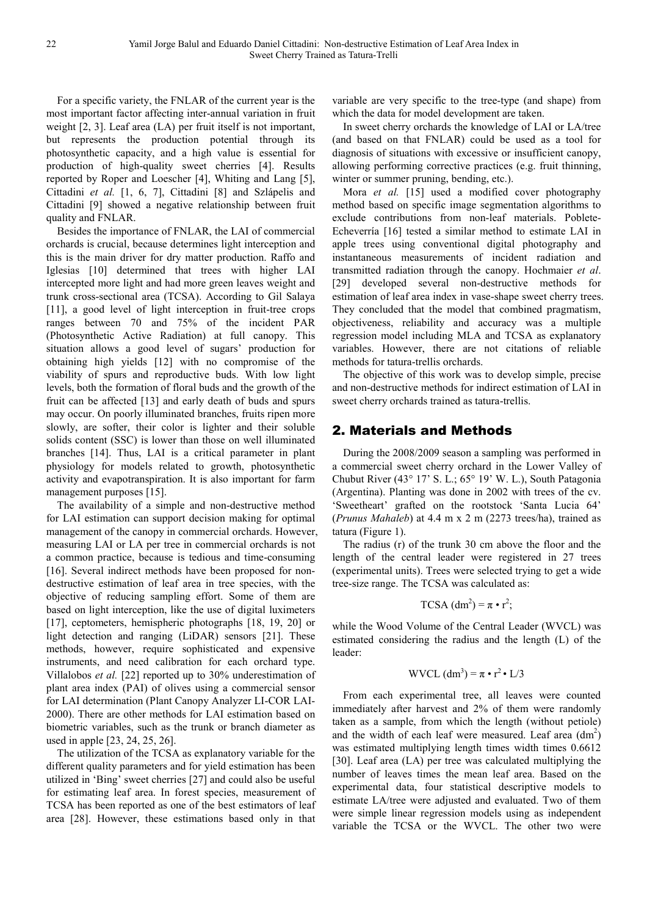For a specific variety, the FNLAR of the current year is the most important factor affecting inter-annual variation in fruit weight [2, 3]. Leaf area (LA) per fruit itself is not important, but represents the production potential through its photosynthetic capacity, and a high value is essential for production of high-quality sweet cherries [4]. Results reported by Roper and Loescher [4], Whiting and Lang [5], Cittadini *et al.* [1, 6, 7], Cittadini [8] and Szlápelis and Cittadini [9] showed a negative relationship between fruit quality and FNLAR.

Besides the importance of FNLAR, the LAI of commercial orchards is crucial, because determines light interception and this is the main driver for dry matter production. Raffo and Iglesias [10] determined that trees with higher LAI intercepted more light and had more green leaves weight and trunk cross-sectional area (TCSA). According to Gil Salaya [11], a good level of light interception in fruit-tree crops ranges between 70 and 75% of the incident PAR (Photosynthetic Active Radiation) at full canopy. This situation allows a good level of sugars' production for obtaining high yields [12] with no compromise of the viability of spurs and reproductive buds. With low light levels, both the formation of floral buds and the growth of the fruit can be affected [13] and early death of buds and spurs may occur. On poorly illuminated branches, fruits ripen more slowly, are softer, their color is lighter and their soluble solids content (SSC) is lower than those on well illuminated branches [14]. Thus, LAI is a critical parameter in plant physiology for models related to growth, photosynthetic activity and evapotranspiration. It is also important for farm management purposes [15].

The availability of a simple and non-destructive method for LAI estimation can support decision making for optimal management of the canopy in commercial orchards. However, measuring LAI or LA per tree in commercial orchards is not a common practice, because is tedious and time-consuming [16]. Several indirect methods have been proposed for non-destructive estimation of leaf area in tree species, with the objective of reducing sampling effort. Some of them are based on light interception, like the use of digital luximeters [17], ceptometers, hemispheric photographs [18, 19, 20] or light detection and ranging (LiDAR) sensors [21]. These methods, however, require sophisticated and expensive instruments, and need calibration for each orchard type. Villalobos *et al.* [22] reported up to 30% underestimation of plant area index (PAI) of olives using a commercial sensor for LAI determination (Plant Canopy Analyzer LI-COR LAI-2000). There are other methods for LAI estimation based on biometric variables, such as the trunk or branch diameter as used in apple [23, 24, 25, 26].

The utilization of the TCSA as explanatory variable for the different quality parameters and for yield estimation has been utilized in 'Bing' sweet cherries [27] and could also be useful for estimating leaf area. In forest species, measurement of TCSA has been reported as one of the best estimators of leaf area [28]. However, these estimations based only in that variable are very specific to the tree-type (and shape) from which the data for model development are taken.

In sweet cherry orchards the knowledge of LAI or LA/tree (and based on that FNLAR) could be used as a tool for diagnosis of situations with excessive or insufficient canopy, allowing performing corrective practices (e.g. fruit thinning, winter or summer pruning, bending, etc.).

Mora *et al.* [15] used a modified cover photography method based on specific image segmentation algorithms to exclude contributions from non-leaf materials. Poblete-Echeverría [16] tested a similar method to estimate LAI in apple trees using conventional digital photography and instantaneous measurements of incident radiation and transmitted radiation through the canopy. Hochmaier *et al*. [29] developed several non-destructive methods for estimation of leaf area index in vase-shape sweet cherry trees. They concluded that the model that combined pragmatism, objectiveness, reliability and accuracy was a multiple regression model including MLA and TCSA as explanatory variables. However, there are not citations of reliable methods for tatura-trellis orchards.

The objective of this work was to develop simple, precise and non-destructive methods for indirect estimation of LAI in sweet cherry orchards trained as tatura-trellis.

## 2. Materials and Methods

During the 2008/2009 season a sampling was performed in a commercial sweet cherry orchard in the Lower Valley of Chubut River (43° 17' S. L.; 65° 19' W. L.), South Patagonia (Argentina). Planting was done in 2002 with trees of the cv. 'Sweetheart' grafted on the rootstock 'Santa Lucia 64' (*Prunus Mahaleb*) at 4.4 m x 2 m (2273 trees/ha), trained as tatura (Figure 1).

The radius (r) of the trunk 30 cm above the floor and the length of the central leader were registered in 27 trees (experimental units). Trees were selected trying to get a wide tree-size range. The TCSA was calculated as:

$$\text{TCSA (dm}^2) = \pi \cdot r^2;$$

while the Wood Volume of the Central Leader (WVCL) was estimated considering the radius and the length (L) of the leader:

$$\text{WVCL (dm}^3) = \pi \cdot r^2 \cdot L/3$$

From each experimental tree, all leaves were counted immediately after harvest and 2% of them were randomly taken as a sample, from which the length (without petiole) and the width of each leaf were measured. Leaf area (dm$^2$) was estimated multiplying length times width times 0.6612 [30]. Leaf area (LA) per tree was calculated multiplying the number of leaves times the mean leaf area. Based on the experimental data, four statistical descriptive models to estimate LA/tree were adjusted and evaluated. Two of them were simple linear regression models using as independent variable the TCSA or the WVCL. The other two were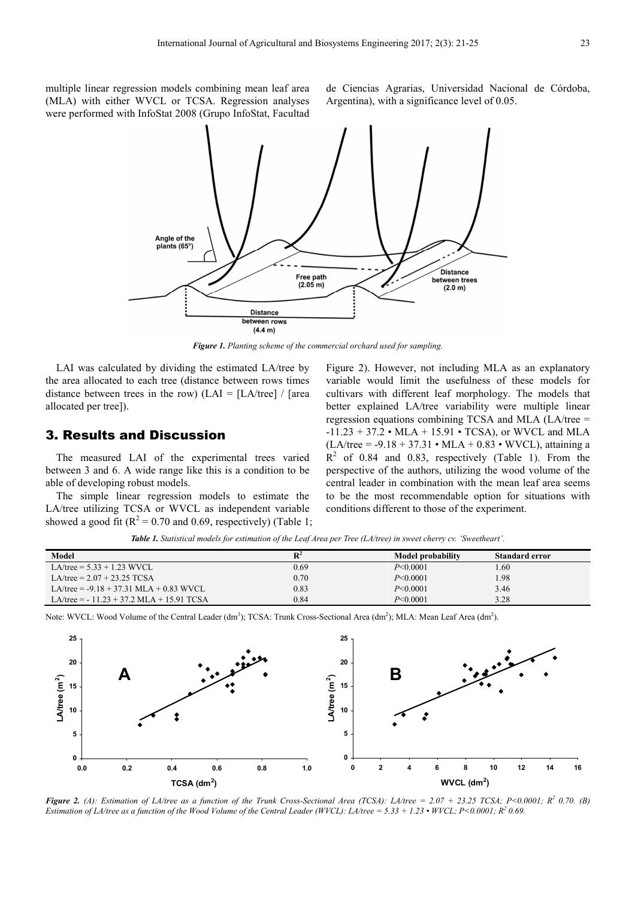multiple linear regression models combining mean leaf area (MLA) with either WVCL or TCSA. Regression analyses were performed with InfoStat 2008 (Grupo InfoStat, Facultad de Ciencias Agrarias, Universidad Nacional de Córdoba, Argentina), with a significance level of 0.05.

*Figure 1. Planting scheme of the commercial orchard used for sampling.*

LAI was calculated by dividing the estimated LA/tree by the area allocated to each tree (distance between rows times distance between trees in the row) (LAI = [LA/tree] / [area allocated per tree]).

## 3. Results and Discussion

The measured LAI of the experimental trees varied between 3 and 6. A wide range like this is a condition to be able of developing robust models.

The simple linear regression models to estimate the LA/tree utilizing TCSA or WVCL as independent variable showed a good fit ($R^2$ = 0.70 and 0.69, respectively) (Table 1; Figure 2). However, not including MLA as an explanatory variable would limit the usefulness of these models for cultivars with different leaf morphology. The models that better explained LA/tree variability were multiple linear regression equations combining TCSA and MLA (LA/tree = -11.23 + 37.2 • MLA + 15.91 • TCSA), or WVCL and MLA (LA/tree = -9.18 + 37.31 • MLA + 0.83 • WVCL), attaining a $R^2$ of 0.84 and 0.83, respectively (Table 1). From the perspective of the authors, utilizing the wood volume of the central leader in combination with the mean leaf area seems to be the most recommendable option for situations with conditions different to those of the experiment.

*Table 1. Statistical models for estimation of the Leaf Area per Tree (LA/tree) in sweet cherry cv. 'Sweetheart'.*

| Model | $R^2$ | Model probability | Standard error |
|---|---|---|---|
| LA/tree = 5.33 + 1.23 WVCL | 0.69 | *P*<0.0001 | 1.60 |
| LA/tree = 2.07 + 23.25 TCSA | 0.70 | *P*<0.0001 | 1.98 |
| LA/tree = -9.18 + 37.31 MLA + 0.83 WVCL | 0.83 | *P*<0.0001 | 3.46 |
| LA/tree = - 11.23 + 37.2 MLA + 15.91 TCSA | 0.84 | *P*<0.0001 | 3.28 |

Note: WVCL: Wood Volume of the Central Leader ($dm^3$); TCSA: Trunk Cross-Sectional Area ($dm^2$); MLA: Mean Leaf Area ($dm^2$).

***Figure 2.** (A): Estimation of LA/tree as a function of the Trunk Cross-Sectional Area (TCSA): LA/tree = 2.07 + 23.25 TCSA; P<0.0001; $R^2$ 0.70. (B) Estimation of LA/tree as a function of the Wood Volume of the Central Leader (WVCL): LA/tree = 5.33 + 1.23 • WVCL; P<0.0001; $R^2$ 0.69.*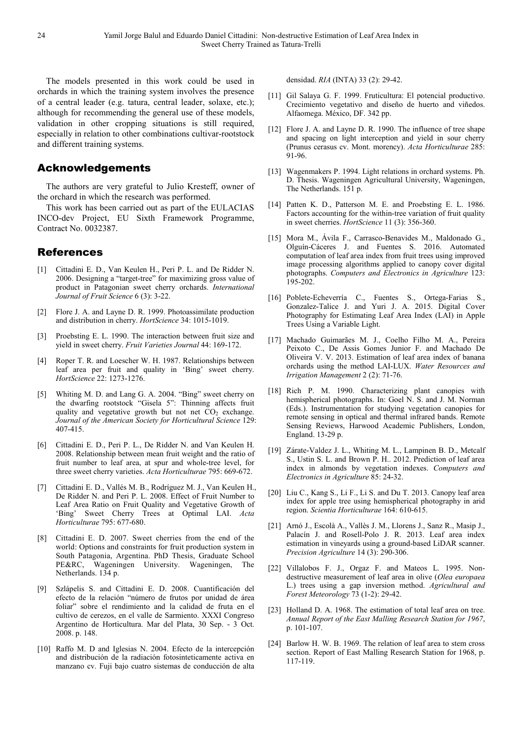The models presented in this work could be used in orchards in which the training system involves the presence of a central leader (e.g. tatura, central leader, solaxe, etc.); although for recommending the general use of these models, validation in other cropping situations is still required, especially in relation to other combinations cultivar-rootstock and different training systems.

## Acknowledgements

The authors are very grateful to Julio Kresteff, owner of the orchard in which the research was performed.

This work has been carried out as part of the EULACIAS INCO-dev Project, EU Sixth Framework Programme, Contract No. 0032387.

## References

[1] Cittadini E. D., Van Keulen H., Peri P. L. and De Ridder N. 2006. Designing a "target-tree" for maximizing gross value of product in Patagonian sweet cherry orchards. *International Journal of Fruit Science* 6 (3): 3-22.

[2] Flore J. A. and Layne D. R. 1999. Photoassimilate production and distribution in cherry. *HortScience* 34: 1015-1019.

[3] Proebsting E. L. 1990. The interaction between fruit size and yield in sweet cherry. *Fruit Varieties Journal* 44: 169-172.

[4] Roper T. R. and Loescher W. H. 1987. Relationships between leaf area per fruit and quality in 'Bing' sweet cherry. *HortScience* 22: 1273-1276.

[5] Whiting M. D. and Lang G. A. 2004. "Bing" sweet cherry on the dwarfing rootstock "Gisela 5": Thinning affects fruit quality and vegetative growth but not net $CO_2$ exchange. *Journal of the American Society for Horticultural Science* 129: 407-415.

[6] Cittadini E. D., Peri P. L., De Ridder N. and Van Keulen H. 2008. Relationship between mean fruit weight and the ratio of fruit number to leaf area, at spur and whole-tree level, for three sweet cherry varieties. *Acta Horticulturae* 795: 669-672.

[7] Cittadini E. D., Vallés M. B., Rodríguez M. J., Van Keulen H., De Ridder N. and Peri P. L. 2008. Effect of Fruit Number to Leaf Area Ratio on Fruit Quality and Vegetative Growth of 'Bing' Sweet Cherry Trees at Optimal LAI. *Acta Horticulturae* 795: 677-680.

[8] Cittadini E. D. 2007. Sweet cherries from the end of the world: Options and constraints for fruit production system in South Patagonia, Argentina. PhD Thesis, Graduate School PE&RC, Wageningen University. Wageningen, The Netherlands. 134 p.

[9] Szlápelis S. and Cittadini E. D. 2008. Cuantificación del efecto de la relación "número de frutos por unidad de área foliar" sobre el rendimiento and la calidad de fruta en el cultivo de cerezos, en el valle de Sarmiento. XXXI Congreso Argentino de Horticultura. Mar del Plata, 30 Sep. - 3 Oct. 2008. p. 148.

[10] Raffo M. D and Iglesias N. 2004. Efecto de la intercepción and distribución de la radiación fotosinteticamente activa en manzano cv. Fuji bajo cuatro sistemas de conducción de alta densidad. *RIA* (INTA) 33 (2): 29-42.

[11] Gil Salaya G. F. 1999. Fruticultura: El potencial productivo. Crecimiento vegetativo and diseño de huerto and viñedos. Alfaomega. México, DF. 342 pp.

[12] Flore J. A. and Layne D. R. 1990. The influence of tree shape and spacing on light interception and yield in sour cherry (Prunus cerasus cv. Mont. morency). *Acta Horticulturae* 285: 91-96.

[13] Wagenmakers P. 1994. Light relations in orchard systems. Ph. D. Thesis. Wageningen Agricultural University, Wageningen, The Netherlands. 151 p.

[14] Patten K. D., Patterson M. E. and Proebsting E. L. 1986. Factors accounting for the within-tree variation of fruit quality in sweet cherries. *HortScience* 11 (3): 356-360.

[15] Mora M., Ávila F., Carrasco-Benavides M., Maldonado G., Olguín-Cáceres J. and Fuentes S. 2016. Automated computation of leaf area index from fruit trees using improved image processing algorithms applied to canopy cover digital photographs. *Computers and Electronics in Agriculture* 123: 195-202.

[16] Poblete-Echeverría C., Fuentes S., Ortega-Farias S., Gonzalez-Talice J. and Yuri J. A. 2015. Digital Cover Photography for Estimating Leaf Area Index (LAI) in Apple Trees Using a Variable Light.

[17] Machado Guimarães M. J., Coelho Filho M. A., Pereira Peixoto C., De Assis Gomes Junior F. and Machado De Oliveira V. V. 2013. Estimation of leaf area index of banana orchards using the method LAI-LUX. *Water Resources and Irrigation Management* 2 (2): 71-76.

[18] Rich P. M. 1990. Characterizing plant canopies with hemispherical photographs. In: Goel N. S. and J. M. Norman (Eds.). Instrumentation for studying vegetation canopies for remote sensing in optical and thermal infrared bands. Remote Sensing Reviews, Harwood Academic Publishers, London, England. 13-29 p.

[19] Zárate-Valdez J. L., Whiting M. L., Lampinen B. D., Metcalf S., Ustin S. L. and Brown P. H.. 2012. Prediction of leaf area index in almonds by vegetation indexes. *Computers and Electronics in Agriculture* 85: 24-32.

[20] Liu C., Kang S., Li F., Li S. and Du T. 2013. Canopy leaf area index for apple tree using hemispherical photography in arid region. *Scientia Horticulturae* 164: 610-615.

[21] Arnó J., Escolà A., Vallès J. M., Llorens J., Sanz R., Masip J., Palacín J. and Rosell-Polo J. R. 2013. Leaf area index estimation in vineyards using a ground-based LiDAR scanner. *Precision Agriculture* 14 (3): 290-306.

[22] Villalobos F. J., Orgaz F. and Mateos L. 1995. Non-destructive measurement of leaf area in olive (*Olea europaea* L.) trees using a gap inversion method. *Agricultural and Forest Meteorology* 73 (1-2): 29-42.

[23] Holland D. A. 1968. The estimation of total leaf area on tree. *Annual Report of the East Malling Research Station for 1967*, p. 101-107.

[24] Barlow H. W. B. 1969. The relation of leaf area to stem cross section. Report of East Malling Research Station for 1968, p. 117-119.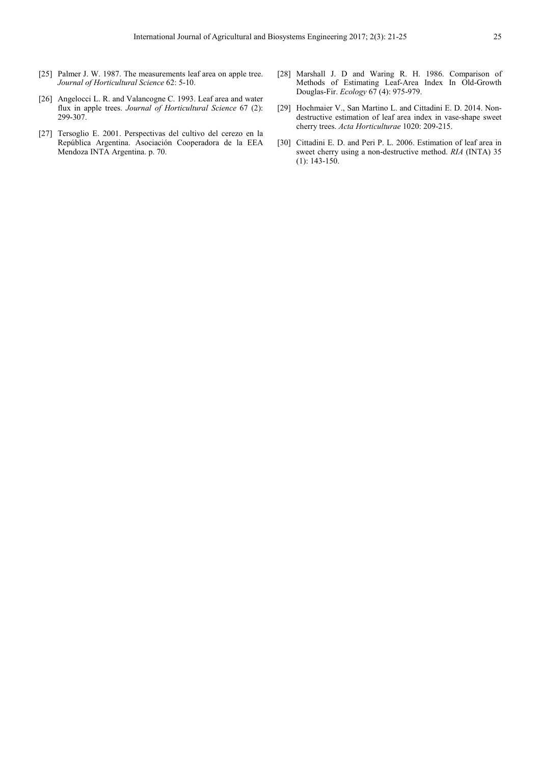[25] Palmer J. W. 1987. The measurements leaf area on apple tree. *Journal of Horticultural Science* 62: 5-10.

[26] Angelocci L. R. and Valancogne C. 1993. Leaf area and water flux in apple trees. *Journal of Horticultural Science* 67 (2): 299-307.

[27] Tersoglio E. 2001. Perspectivas del cultivo del cerezo en la República Argentina. Asociación Cooperadora de la EEA Mendoza INTA Argentina. p. 70.

[28] Marshall J. D and Waring R. H. 1986. Comparison of Methods of Estimating Leaf-Area Index In Old-Growth Douglas-Fir. *Ecology* 67 (4): 975-979.

[29] Hochmaier V., San Martino L. and Cittadini E. D. 2014. Non-destructive estimation of leaf area index in vase-shape sweet cherry trees. *Acta Horticulturae* 1020: 209-215.

[30] Cittadini E. D. and Peri P. L. 2006. Estimation of leaf area in sweet cherry using a non-destructive method. *RIA* (INTA) 35 (1): 143-150.